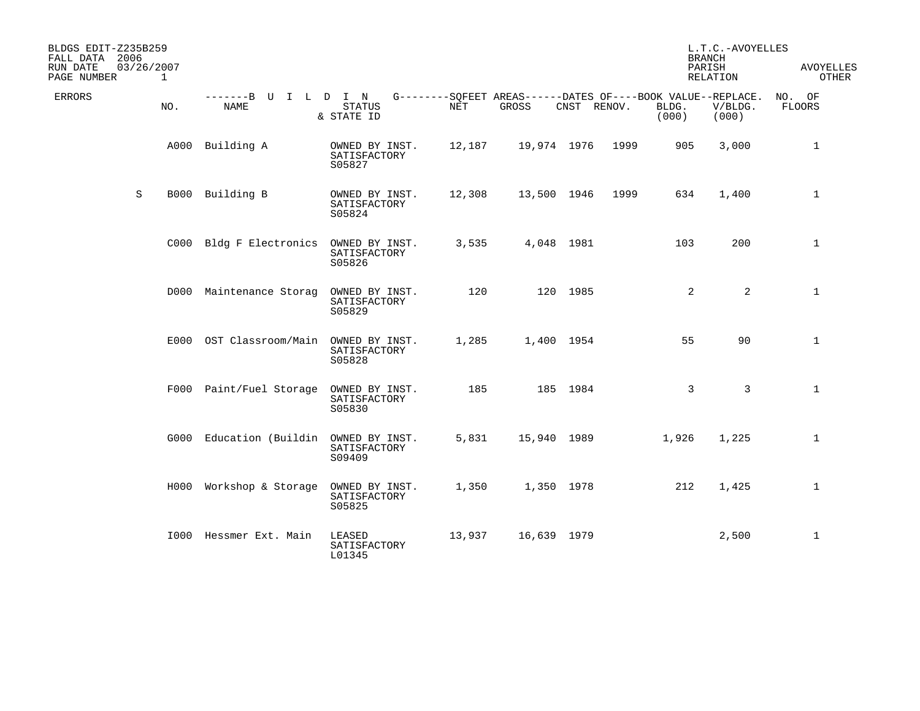BLDGS EDIT-Z235B259
FALL DATA 2006
RUN DATE 03/26/2007
PAGE NUMBER 1

L.T.C.-AVOYELLES
BRANCH
PARISH AVOYELLES
RELATION OTHER

| ERRORS | NO. | NAME | STATUS & STATE ID | NET | GROSS | CNST | RENOV. | BOOK VALUE BLDG. (000) | REPLACE. V/BLDG. (000) | NO. OF FLOORS |
|---|---|---|---|---|---|---|---|---|---|---|
| | A000 | Building A | OWNED BY INST. SATISFACTORY S05827 | 12,187 | 19,974 | 1976 | 1999 | 905 | 3,000 | 1 |
| S | B000 | Building B | OWNED BY INST. SATISFACTORY S05824 | 12,308 | 13,500 | 1946 | 1999 | 634 | 1,400 | 1 |
| | C000 | Bldg F Electronics | OWNED BY INST. SATISFACTORY S05826 | 3,535 | 4,048 | 1981 | | 103 | 200 | 1 |
| | D000 | Maintenance Storag | OWNED BY INST. SATISFACTORY S05829 | 120 | 120 | 1985 | | 2 | 2 | 1 |
| | E000 | OST Classroom/Main | OWNED BY INST. SATISFACTORY S05828 | 1,285 | 1,400 | 1954 | | 55 | 90 | 1 |
| | F000 | Paint/Fuel Storage | OWNED BY INST. SATISFACTORY S05830 | 185 | 185 | 1984 | | 3 | 3 | 1 |
| | G000 | Education (Buildin | OWNED BY INST. SATISFACTORY S09409 | 5,831 | 15,940 | 1989 | | 1,926 | 1,225 | 1 |
| | H000 | Workshop & Storage | OWNED BY INST. SATISFACTORY S05825 | 1,350 | 1,350 | 1978 | | 212 | 1,425 | 1 |
| | I000 | Hessmer Ext. Main | LEASED SATISFACTORY L01345 | 13,937 | 16,639 | 1979 | | | 2,500 | 1 |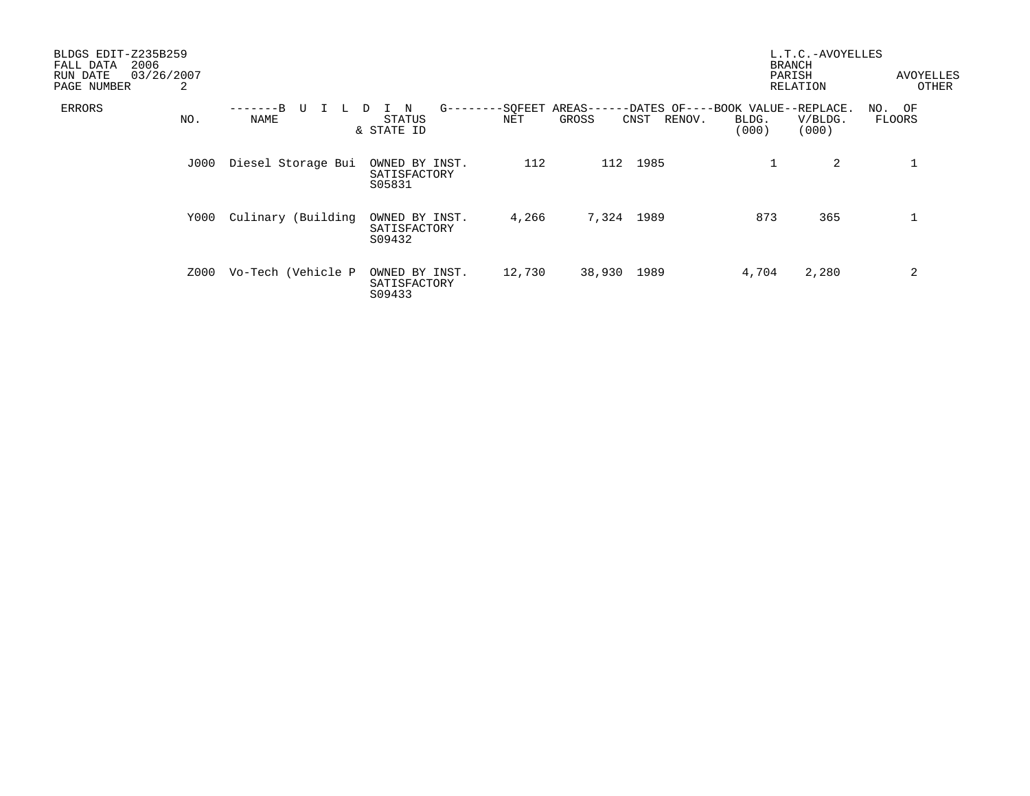BLDGS EDIT-Z235B259
FALL DATA 2006
RUN DATE 03/26/2007
PAGE NUMBER 2

L.T.C.-AVOYELLES
BRANCH
PARISH AVOYELLES
RELATION OTHER

| ERRORS | NO. | B U I L D I N G NAME | STATUS & STATE ID | SQFEET AREAS NET | GROSS | DATES OF CNST | RENOV. | BOOK VALUE BLDG. (000) | REPLACE. V/BLDG. (000) | NO. OF FLOORS |
|---|---|---|---|---|---|---|---|---|---|---|
| | J000 | Diesel Storage Bui | OWNED BY INST. SATISFACTORY S05831 | 112 | 112 | 1985 | | 1 | 2 | 1 |
| | Y000 | Culinary (Building | OWNED BY INST. SATISFACTORY S09432 | 4,266 | 7,324 | 1989 | | 873 | 365 | 1 |
| | Z000 | Vo-Tech (Vehicle P | OWNED BY INST. SATISFACTORY S09433 | 12,730 | 38,930 | 1989 | | 4,704 | 2,280 | 2 |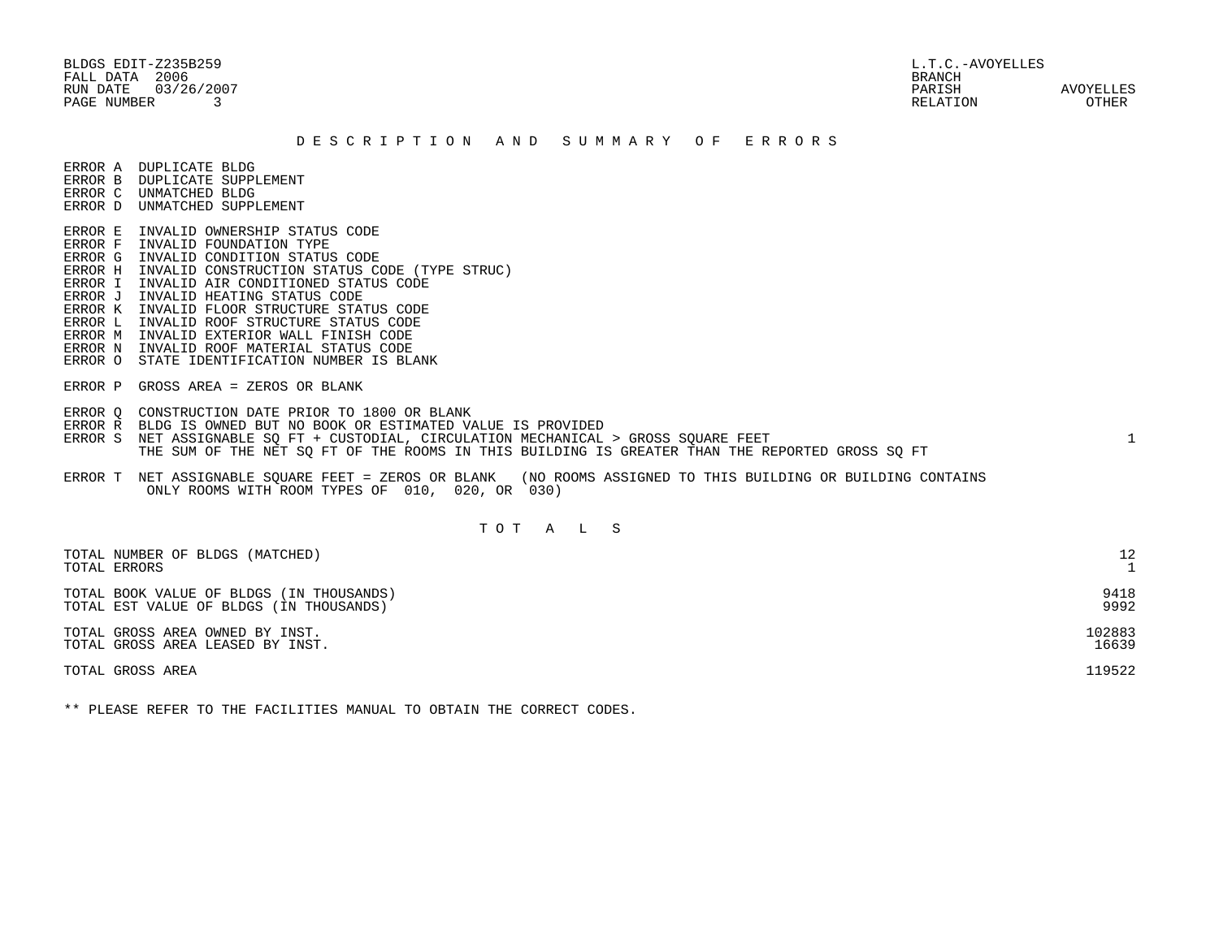BLDGS EDIT-Z235B259
FALL DATA 2006
RUN DATE 03/26/2007
PAGE NUMBER 3

L.T.C.-AVOYELLES
BRANCH
PARISH AVOYELLES
RELATION OTHER

## D E S C R I P T I O N   A N D   S U M M A R Y   O F   E R R O R S

| | | |
|---|---|---|
| ERROR A | DUPLICATE BLDG | |
| ERROR B | DUPLICATE SUPPLEMENT | |
| ERROR C | UNMATCHED BLDG | |
| ERROR D | UNMATCHED SUPPLEMENT | |
| ERROR E | INVALID OWNERSHIP STATUS CODE | |
| ERROR F | INVALID FOUNDATION TYPE | |
| ERROR G | INVALID CONDITION STATUS CODE | |
| ERROR H | INVALID CONSTRUCTION STATUS CODE (TYPE STRUC) | |
| ERROR I | INVALID AIR CONDITIONED STATUS CODE | |
| ERROR J | INVALID HEATING STATUS CODE | |
| ERROR K | INVALID FLOOR STRUCTURE STATUS CODE | |
| ERROR L | INVALID ROOF STRUCTURE STATUS CODE | |
| ERROR M | INVALID EXTERIOR WALL FINISH CODE | |
| ERROR N | INVALID ROOF MATERIAL STATUS CODE | |
| ERROR O | STATE IDENTIFICATION NUMBER IS BLANK | |
| ERROR P | GROSS AREA = ZEROS OR BLANK | |
| ERROR Q | CONSTRUCTION DATE PRIOR TO 1800 OR BLANK | |
| ERROR R | BLDG IS OWNED BUT NO BOOK OR ESTIMATED VALUE IS PROVIDED | |
| ERROR S | NET ASSIGNABLE SQ FT + CUSTODIAL, CIRCULATION MECHANICAL > GROSS SQUARE FEET<br>THE SUM OF THE NET SQ FT OF THE ROOMS IN THIS BUILDING IS GREATER THAN THE REPORTED GROSS SQ FT | 1 |
| ERROR T | NET ASSIGNABLE SQUARE FEET = ZEROS OR BLANK (NO ROOMS ASSIGNED TO THIS BUILDING OR BUILDING CONTAINS ONLY ROOMS WITH ROOM TYPES OF 010, 020, OR 030) | |

## T O T A L S

| | |
|---|---|
| TOTAL NUMBER OF BLDGS (MATCHED) | 12 |
| TOTAL ERRORS | 1 |
| TOTAL BOOK VALUE OF BLDGS (IN THOUSANDS) | 9418 |
| TOTAL EST VALUE OF BLDGS (IN THOUSANDS) | 9992 |
| TOTAL GROSS AREA OWNED BY INST. | 102883 |
| TOTAL GROSS AREA LEASED BY INST. | 16639 |
| TOTAL GROSS AREA | 119522 |

** PLEASE REFER TO THE FACILITIES MANUAL TO OBTAIN THE CORRECT CODES.